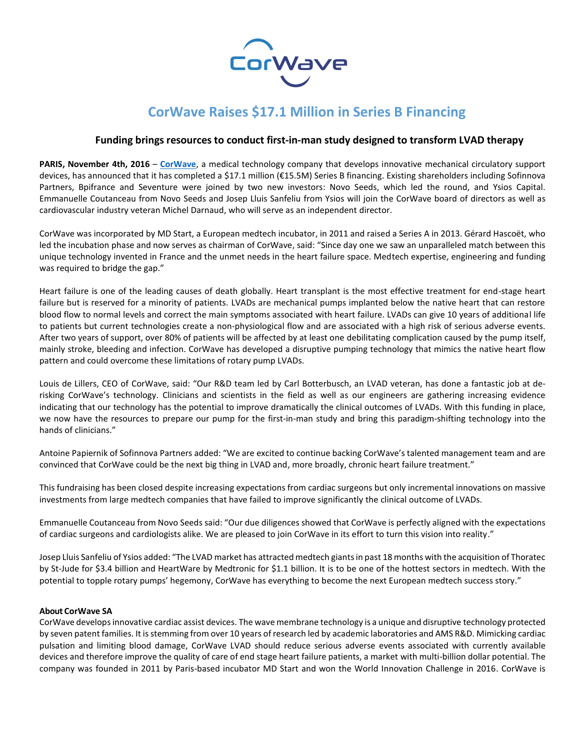# CorWave Raises $17.1 Million in Series B Financing

## Funding brings resources to conduct first-in-man study designed to transform LVAD therapy

**PARIS, November 4th, 2016** – **CorWave**, a medical technology company that develops innovative mechanical circulatory support devices, has announced that it has completed a $17.1 million (€15.5M) Series B financing. Existing shareholders including Sofinnova Partners, Bpifrance and Seventure were joined by two new investors: Novo Seeds, which led the round, and Ysios Capital. Emmanuelle Coutanceau from Novo Seeds and Josep Lluis Sanfeliu from Ysios will join the CorWave board of directors as well as cardiovascular industry veteran Michel Darnaud, who will serve as an independent director.

CorWave was incorporated by MD Start, a European medtech incubator, in 2011 and raised a Series A in 2013. Gérard Hascoët, who led the incubation phase and now serves as chairman of CorWave, said: "Since day one we saw an unparalleled match between this unique technology invented in France and the unmet needs in the heart failure space. Medtech expertise, engineering and funding was required to bridge the gap."

Heart failure is one of the leading causes of death globally. Heart transplant is the most effective treatment for end-stage heart failure but is reserved for a minority of patients. LVADs are mechanical pumps implanted below the native heart that can restore blood flow to normal levels and correct the main symptoms associated with heart failure. LVADs can give 10 years of additional life to patients but current technologies create a non-physiological flow and are associated with a high risk of serious adverse events. After two years of support, over 80% of patients will be affected by at least one debilitating complication caused by the pump itself, mainly stroke, bleeding and infection. CorWave has developed a disruptive pumping technology that mimics the native heart flow pattern and could overcome these limitations of rotary pump LVADs.

Louis de Lillers, CEO of CorWave, said: "Our R&D team led by Carl Botterbusch, an LVAD veteran, has done a fantastic job at de-risking CorWave's technology. Clinicians and scientists in the field as well as our engineers are gathering increasing evidence indicating that our technology has the potential to improve dramatically the clinical outcomes of LVADs. With this funding in place, we now have the resources to prepare our pump for the first-in-man study and bring this paradigm-shifting technology into the hands of clinicians."

Antoine Papiernik of Sofinnova Partners added: "We are excited to continue backing CorWave's talented management team and are convinced that CorWave could be the next big thing in LVAD and, more broadly, chronic heart failure treatment."

This fundraising has been closed despite increasing expectations from cardiac surgeons but only incremental innovations on massive investments from large medtech companies that have failed to improve significantly the clinical outcome of LVADs.

Emmanuelle Coutanceau from Novo Seeds said: "Our due diligences showed that CorWave is perfectly aligned with the expectations of cardiac surgeons and cardiologists alike. We are pleased to join CorWave in its effort to turn this vision into reality."

Josep Lluis Sanfeliu of Ysios added: "The LVAD market has attracted medtech giants in past 18 months with the acquisition of Thoratec by St-Jude for $3.4 billion and HeartWare by Medtronic for $1.1 billion. It is to be one of the hottest sectors in medtech. With the potential to topple rotary pumps' hegemony, CorWave has everything to become the next European medtech success story."

**About CorWave SA**

CorWave develops innovative cardiac assist devices. The wave membrane technology is a unique and disruptive technology protected by seven patent families. It is stemming from over 10 years of research led by academic laboratories and AMS R&D. Mimicking cardiac pulsation and limiting blood damage, CorWave LVAD should reduce serious adverse events associated with currently available devices and therefore improve the quality of care of end stage heart failure patients, a market with multi-billion dollar potential. The company was founded in 2011 by Paris-based incubator MD Start and won the World Innovation Challenge in 2016. CorWave is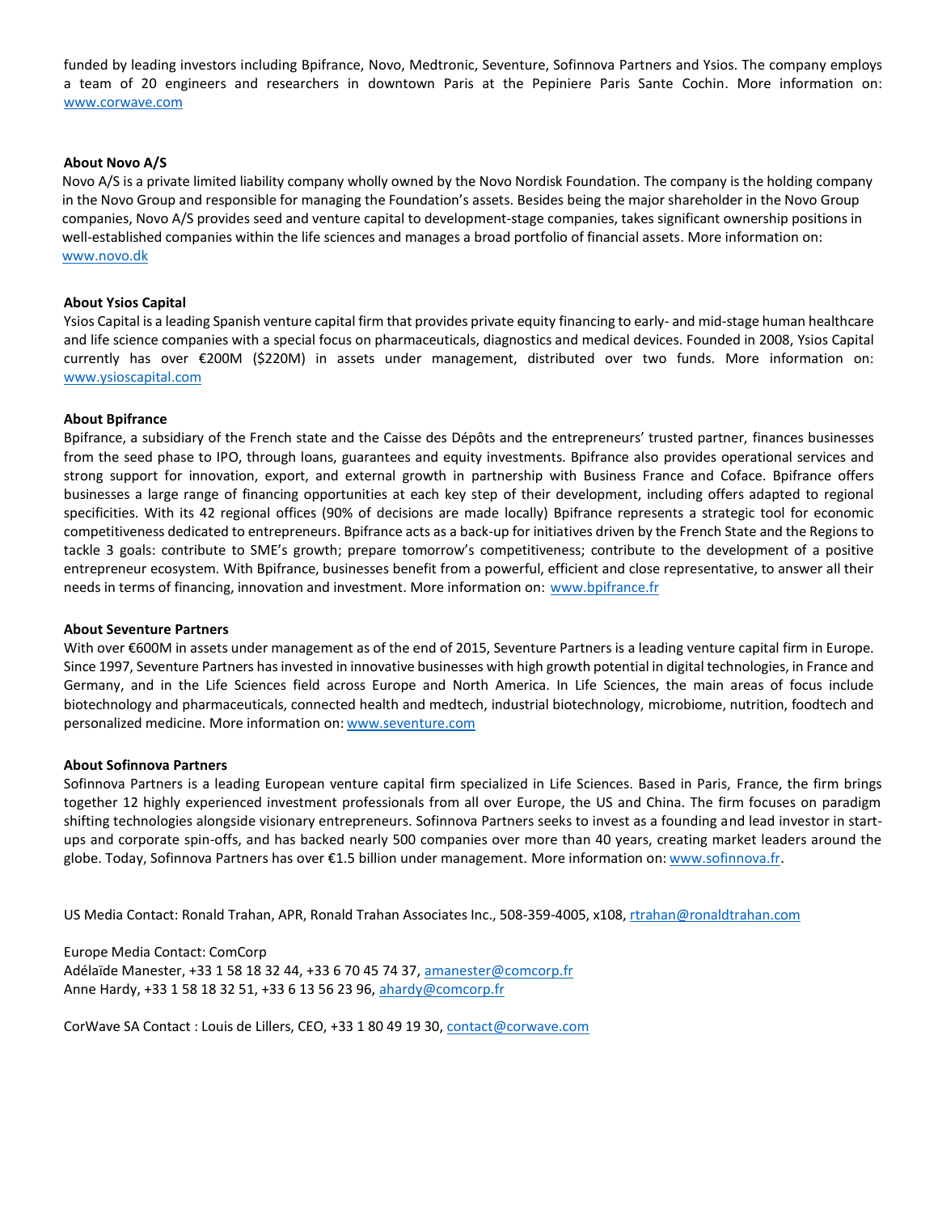funded by leading investors including Bpifrance, Novo, Medtronic, Seventure, Sofinnova Partners and Ysios. The company employs a team of 20 engineers and researchers in downtown Paris at the Pepiniere Paris Sante Cochin. More information on: www.corwave.com

**About Novo A/S**

Novo A/S is a private limited liability company wholly owned by the Novo Nordisk Foundation. The company is the holding company in the Novo Group and responsible for managing the Foundation's assets. Besides being the major shareholder in the Novo Group companies, Novo A/S provides seed and venture capital to development-stage companies, takes significant ownership positions in well-established companies within the life sciences and manages a broad portfolio of financial assets. More information on: www.novo.dk

**About Ysios Capital**

Ysios Capital is a leading Spanish venture capital firm that provides private equity financing to early- and mid-stage human healthcare and life science companies with a special focus on pharmaceuticals, diagnostics and medical devices. Founded in 2008, Ysios Capital currently has over €200M ($220M) in assets under management, distributed over two funds. More information on: www.ysioscapital.com

**About Bpifrance**

Bpifrance, a subsidiary of the French state and the Caisse des Dépôts and the entrepreneurs' trusted partner, finances businesses from the seed phase to IPO, through loans, guarantees and equity investments. Bpifrance also provides operational services and strong support for innovation, export, and external growth in partnership with Business France and Coface. Bpifrance offers businesses a large range of financing opportunities at each key step of their development, including offers adapted to regional specificities. With its 42 regional offices (90% of decisions are made locally) Bpifrance represents a strategic tool for economic competitiveness dedicated to entrepreneurs. Bpifrance acts as a back-up for initiatives driven by the French State and the Regions to tackle 3 goals: contribute to SME's growth; prepare tomorrow's competitiveness; contribute to the development of a positive entrepreneur ecosystem. With Bpifrance, businesses benefit from a powerful, efficient and close representative, to answer all their needs in terms of financing, innovation and investment. More information on: www.bpifrance.fr

**About Seventure Partners**

With over €600M in assets under management as of the end of 2015, Seventure Partners is a leading venture capital firm in Europe. Since 1997, Seventure Partners has invested in innovative businesses with high growth potential in digital technologies, in France and Germany, and in the Life Sciences field across Europe and North America. In Life Sciences, the main areas of focus include biotechnology and pharmaceuticals, connected health and medtech, industrial biotechnology, microbiome, nutrition, foodtech and personalized medicine. More information on: www.seventure.com

**About Sofinnova Partners**

Sofinnova Partners is a leading European venture capital firm specialized in Life Sciences. Based in Paris, France, the firm brings together 12 highly experienced investment professionals from all over Europe, the US and China. The firm focuses on paradigm shifting technologies alongside visionary entrepreneurs. Sofinnova Partners seeks to invest as a founding and lead investor in start-ups and corporate spin-offs, and has backed nearly 500 companies over more than 40 years, creating market leaders around the globe. Today, Sofinnova Partners has over €1.5 billion under management. More information on: www.sofinnova.fr.

US Media Contact: Ronald Trahan, APR, Ronald Trahan Associates Inc., 508-359-4005, x108, rtrahan@ronaldtrahan.com

Europe Media Contact: ComCorp
Adélaïde Manester, +33 1 58 18 32 44, +33 6 70 45 74 37, amanester@comcorp.fr
Anne Hardy, +33 1 58 18 32 51, +33 6 13 56 23 96, ahardy@comcorp.fr

CorWave SA Contact : Louis de Lillers, CEO, +33 1 80 49 19 30, contact@corwave.com